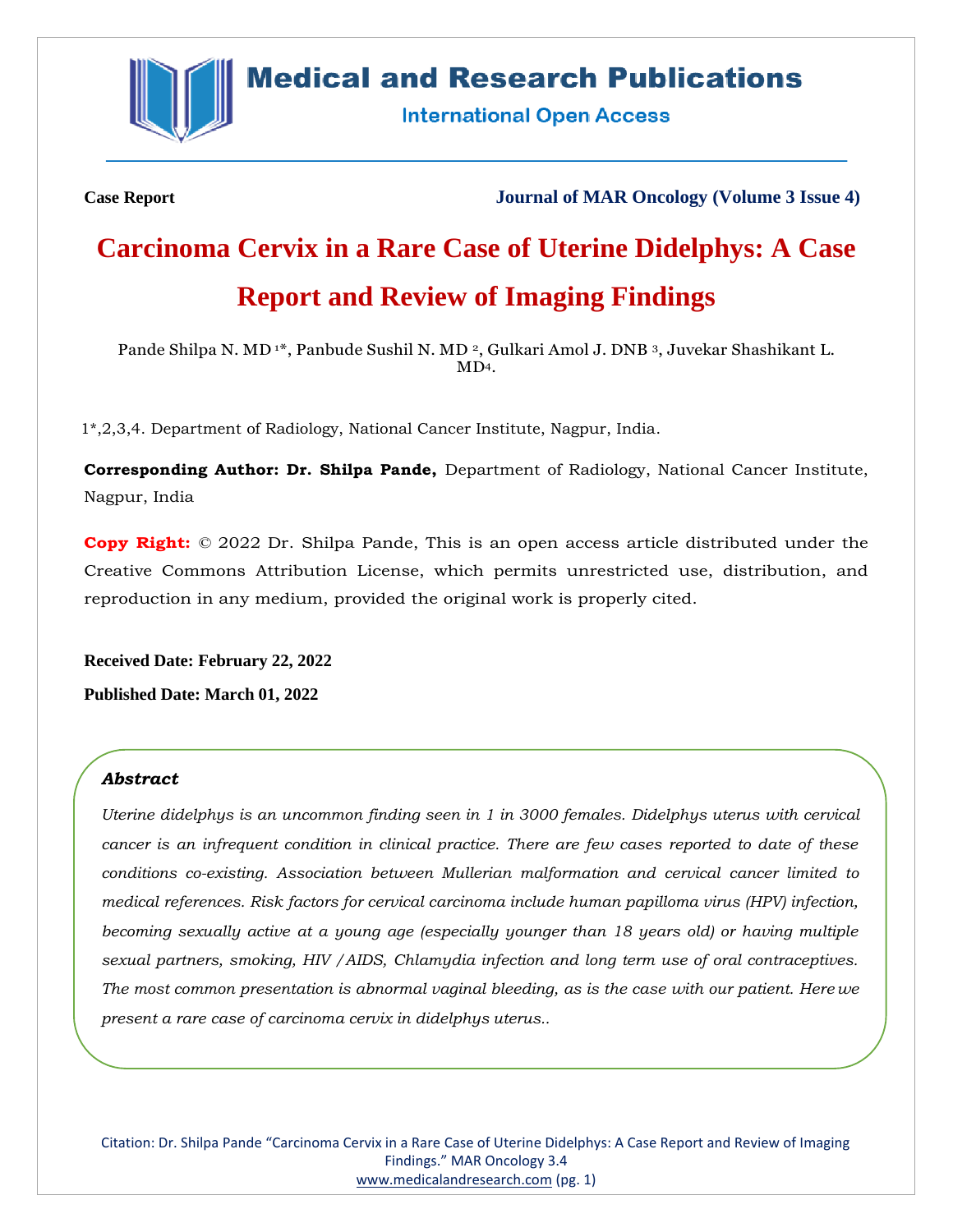Case Report

Journal of MAR Oncology (Volume 3 Issue 4)

# Carcinoma Cervix in a Rare Case of Uterine Didelphys: A Case Report and Review of Imaging Findings

Pande Shilpa N. MD [1*], Panbude Sushil N. MD [2], Gulkari Amol J. DNB [3], Juvekar Shashikant L. MD[4].

1*,2,3,4. Department of Radiology, National Cancer Institute, Nagpur, India.

**Corresponding Author: Dr. Shilpa Pande,** Department of Radiology, National Cancer Institute, Nagpur, India

**Copy Right:** © 2022 Dr. Shilpa Pande, This is an open access article distributed under the Creative Commons Attribution License, which permits unrestricted use, distribution, and reproduction in any medium, provided the original work is properly cited.

**Received Date: February 22, 2022**

**Published Date: March 01, 2022**

### *Abstract*

*Uterine didelphys is an uncommon finding seen in 1 in 3000 females. Didelphys uterus with cervical cancer is an infrequent condition in clinical practice. There are few cases reported to date of these conditions co-existing. Association between Mullerian malformation and cervical cancer limited to medical references. Risk factors for cervical carcinoma include human papilloma virus (HPV) infection, becoming sexually active at a young age (especially younger than 18 years old) or having multiple sexual partners, smoking, HIV /AIDS, Chlamydia infection and long term use of oral contraceptives. The most common presentation is abnormal vaginal bleeding, as is the case with our patient. Here we present a rare case of carcinoma cervix in didelphys uterus..*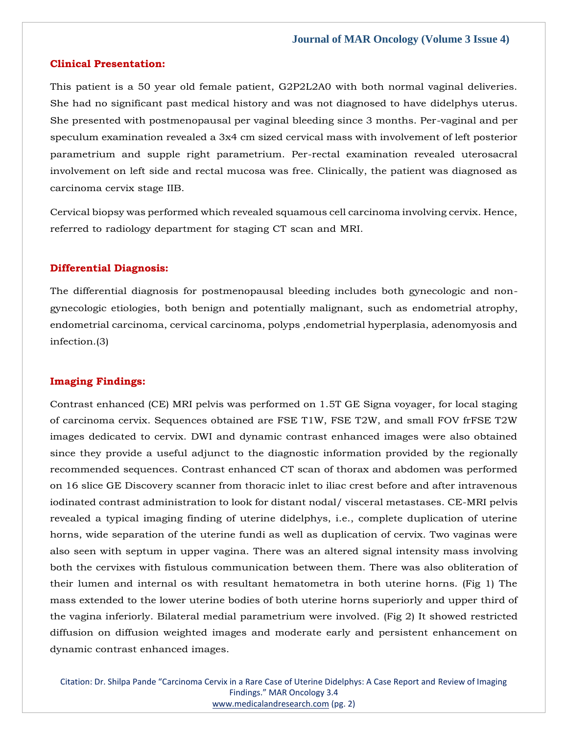## Clinical Presentation:

This patient is a 50 year old female patient, G2P2L2A0 with both normal vaginal deliveries. She had no significant past medical history and was not diagnosed to have didelphys uterus. She presented with postmenopausal per vaginal bleeding since 3 months. Per-vaginal and per speculum examination revealed a 3x4 cm sized cervical mass with involvement of left posterior parametrium and supple right parametrium. Per-rectal examination revealed uterosacral involvement on left side and rectal mucosa was free. Clinically, the patient was diagnosed as carcinoma cervix stage IIB.

Cervical biopsy was performed which revealed squamous cell carcinoma involving cervix. Hence, referred to radiology department for staging CT scan and MRI.

## Differential Diagnosis:

The differential diagnosis for postmenopausal bleeding includes both gynecologic and non-gynecologic etiologies, both benign and potentially malignant, such as endometrial atrophy, endometrial carcinoma, cervical carcinoma, polyps ,endometrial hyperplasia, adenomyosis and infection.(3)

## Imaging Findings:

Contrast enhanced (CE) MRI pelvis was performed on 1.5T GE Signa voyager, for local staging of carcinoma cervix. Sequences obtained are FSE T1W, FSE T2W, and small FOV frFSE T2W images dedicated to cervix. DWI and dynamic contrast enhanced images were also obtained since they provide a useful adjunct to the diagnostic information provided by the regionally recommended sequences. Contrast enhanced CT scan of thorax and abdomen was performed on 16 slice GE Discovery scanner from thoracic inlet to iliac crest before and after intravenous iodinated contrast administration to look for distant nodal/ visceral metastases. CE-MRI pelvis revealed a typical imaging finding of uterine didelphys, i.e., complete duplication of uterine horns, wide separation of the uterine fundi as well as duplication of cervix. Two vaginas were also seen with septum in upper vagina. There was an altered signal intensity mass involving both the cervixes with fistulous communication between them. There was also obliteration of their lumen and internal os with resultant hematometra in both uterine horns. (Fig 1) The mass extended to the lower uterine bodies of both uterine horns superiorly and upper third of the vagina inferiorly. Bilateral medial parametrium were involved. (Fig 2) It showed restricted diffusion on diffusion weighted images and moderate early and persistent enhancement on dynamic contrast enhanced images.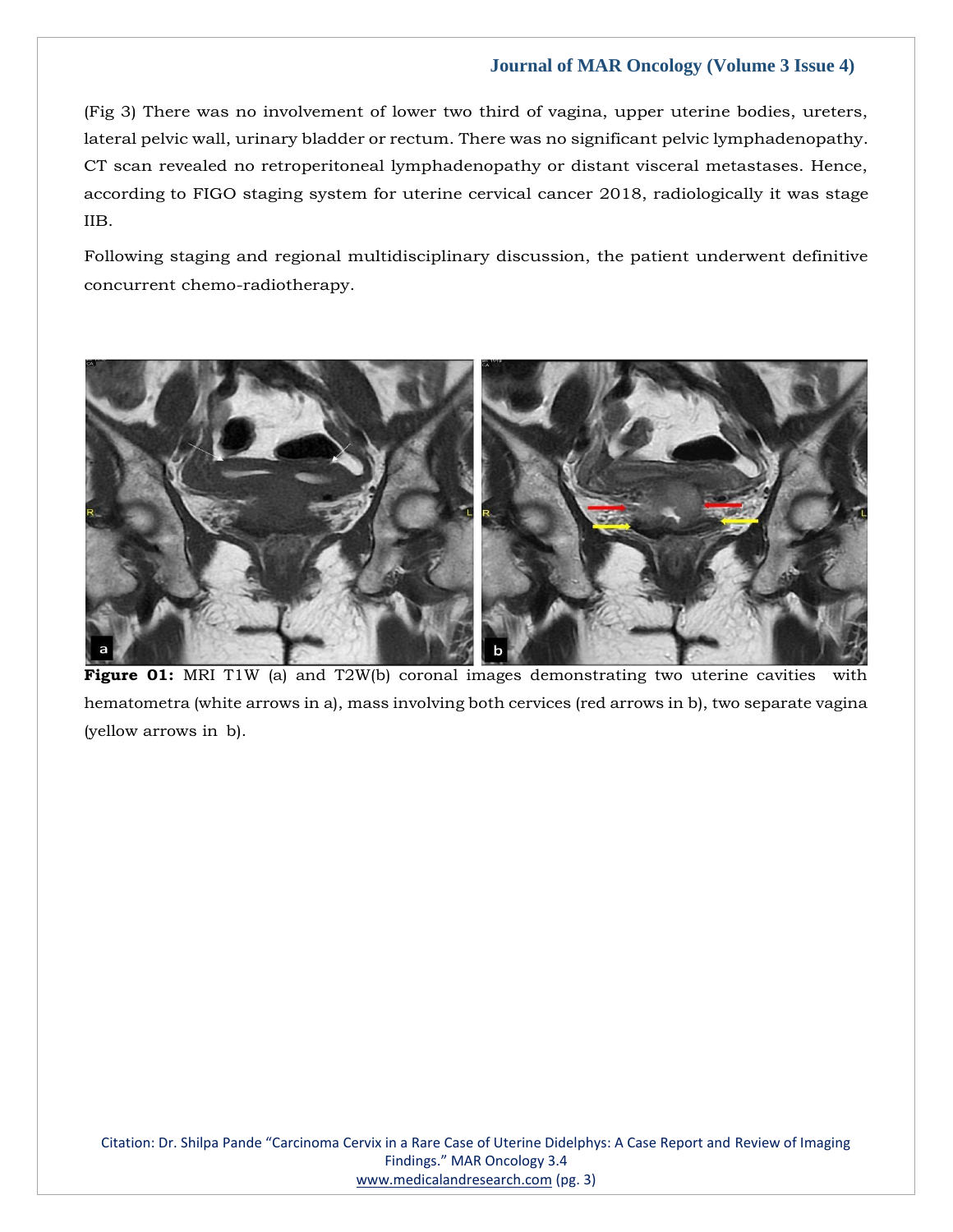(Fig 3) There was no involvement of lower two third of vagina, upper uterine bodies, ureters, lateral pelvic wall, urinary bladder or rectum. There was no significant pelvic lymphadenopathy. CT scan revealed no retroperitoneal lymphadenopathy or distant visceral metastases. Hence, according to FIGO staging system for uterine cervical cancer 2018, radiologically it was stage IIB.

Following staging and regional multidisciplinary discussion, the patient underwent definitive concurrent chemo-radiotherapy.

**Figure 01:** MRI T1W (a) and T2W(b) coronal images demonstrating two uterine cavities with hematometra (white arrows in a), mass involving both cervices (red arrows in b), two separate vagina (yellow arrows in b).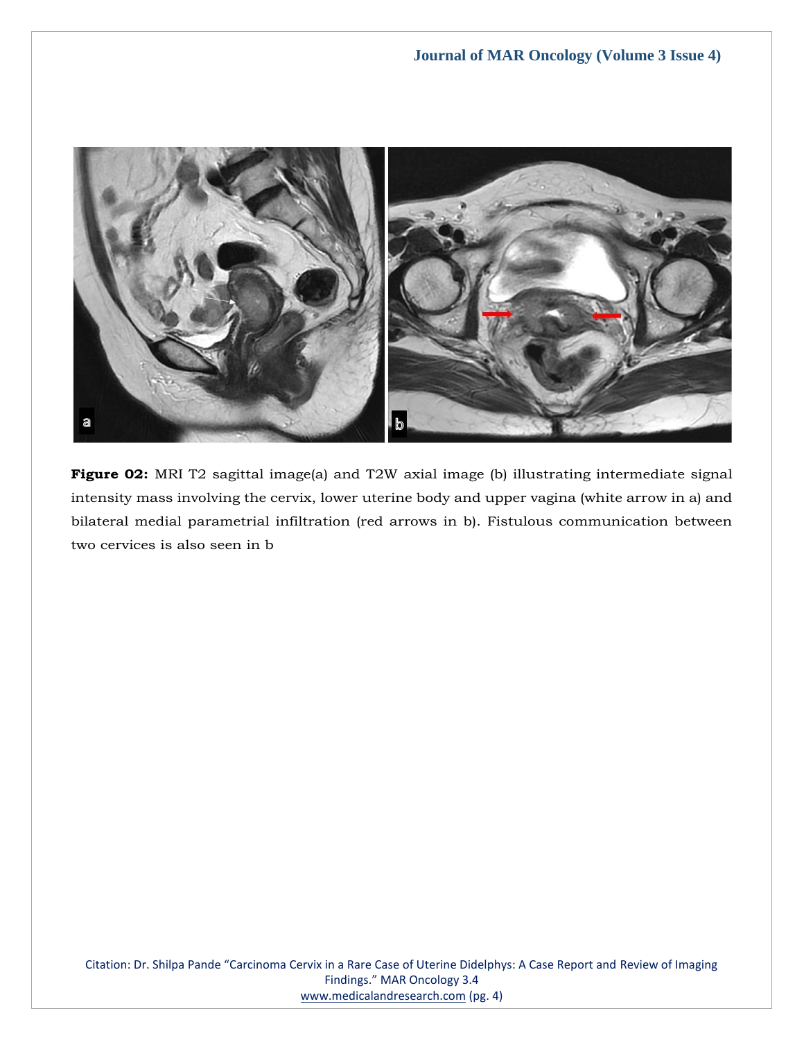**Figure 02:** MRI T2 sagittal image(a) and T2W axial image (b) illustrating intermediate signal intensity mass involving the cervix, lower uterine body and upper vagina (white arrow in a) and bilateral medial parametrial infiltration (red arrows in b). Fistulous communication between two cervices is also seen in b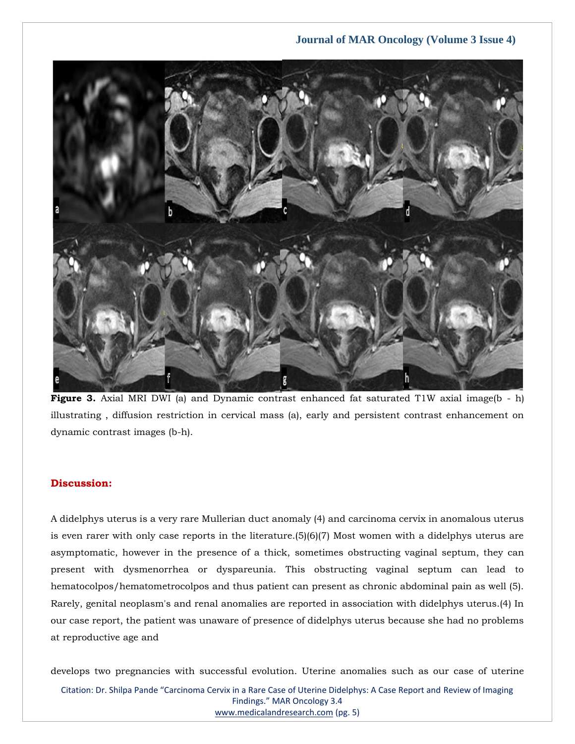**Figure 3.** Axial MRI DWI (a) and Dynamic contrast enhanced fat saturated T1W axial image(b - h) illustrating , diffusion restriction in cervical mass (a), early and persistent contrast enhancement on dynamic contrast images (b-h).

## Discussion:

A didelphys uterus is a very rare Mullerian duct anomaly (4) and carcinoma cervix in anomalous uterus is even rarer with only case reports in the literature.(5)(6)(7) Most women with a didelphys uterus are asymptomatic, however in the presence of a thick, sometimes obstructing vaginal septum, they can present with dysmenorrhea or dyspareunia. This obstructing vaginal septum can lead to hematocolpos/hematometrocolpos and thus patient can present as chronic abdominal pain as well (5). Rarely, genital neoplasm's and renal anomalies are reported in association with didelphys uterus.(4) In our case report, the patient was unaware of presence of didelphys uterus because she had no problems at reproductive age and

develops two pregnancies with successful evolution. Uterine anomalies such as our case of uterine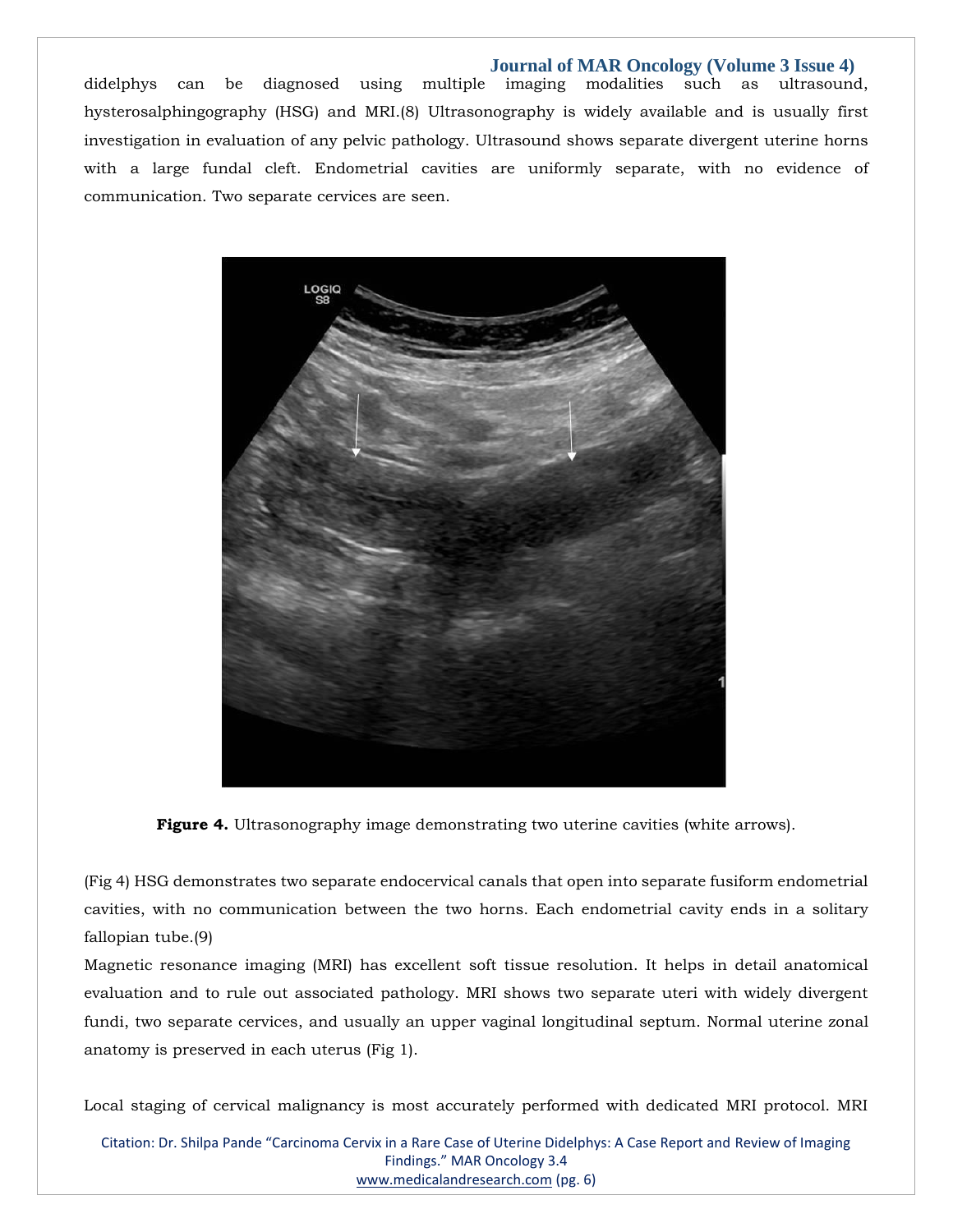didelphys can be diagnosed using multiple imaging modalities such as ultrasound, hysterosalphingography (HSG) and MRI.(8) Ultrasonography is widely available and is usually first investigation in evaluation of any pelvic pathology. Ultrasound shows separate divergent uterine horns with a large fundal cleft. Endometrial cavities are uniformly separate, with no evidence of communication. Two separate cervices are seen.

**Figure 4.** Ultrasonography image demonstrating two uterine cavities (white arrows).

(Fig 4) HSG demonstrates two separate endocervical canals that open into separate fusiform endometrial cavities, with no communication between the two horns. Each endometrial cavity ends in a solitary fallopian tube.(9)

Magnetic resonance imaging (MRI) has excellent soft tissue resolution. It helps in detail anatomical evaluation and to rule out associated pathology. MRI shows two separate uteri with widely divergent fundi, two separate cervices, and usually an upper vaginal longitudinal septum. Normal uterine zonal anatomy is preserved in each uterus (Fig 1).

Local staging of cervical malignancy is most accurately performed with dedicated MRI protocol. MRI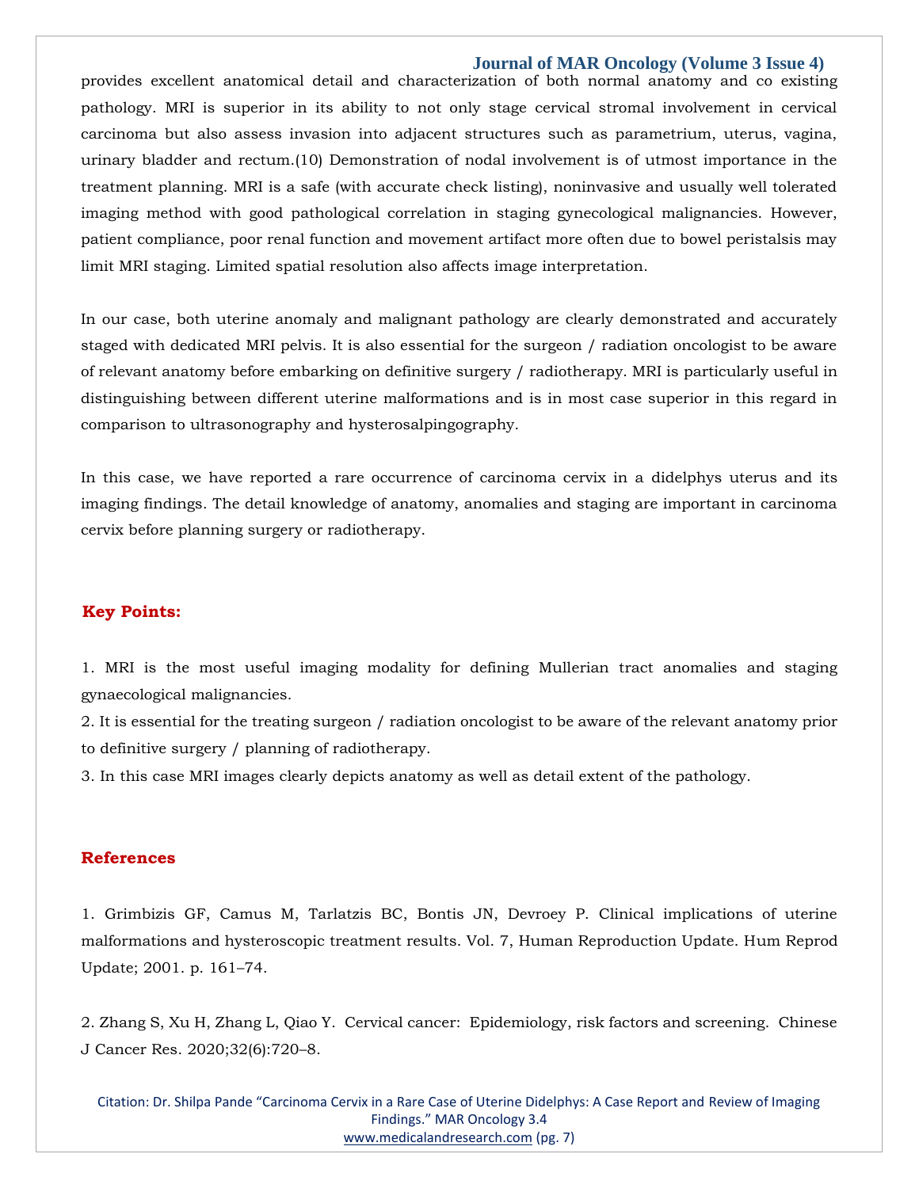provides excellent anatomical detail and characterization of both normal anatomy and co existing pathology. MRI is superior in its ability to not only stage cervical stromal involvement in cervical carcinoma but also assess invasion into adjacent structures such as parametrium, uterus, vagina, urinary bladder and rectum.(10) Demonstration of nodal involvement is of utmost importance in the treatment planning. MRI is a safe (with accurate check listing), noninvasive and usually well tolerated imaging method with good pathological correlation in staging gynecological malignancies. However, patient compliance, poor renal function and movement artifact more often due to bowel peristalsis may limit MRI staging. Limited spatial resolution also affects image interpretation.

In our case, both uterine anomaly and malignant pathology are clearly demonstrated and accurately staged with dedicated MRI pelvis. It is also essential for the surgeon / radiation oncologist to be aware of relevant anatomy before embarking on definitive surgery / radiotherapy. MRI is particularly useful in distinguishing between different uterine malformations and is in most case superior in this regard in comparison to ultrasonography and hysterosalpingography.

In this case, we have reported a rare occurrence of carcinoma cervix in a didelphys uterus and its imaging findings. The detail knowledge of anatomy, anomalies and staging are important in carcinoma cervix before planning surgery or radiotherapy.

## Key Points:

1. MRI is the most useful imaging modality for defining Mullerian tract anomalies and staging gynaecological malignancies.
2. It is essential for the treating surgeon / radiation oncologist to be aware of the relevant anatomy prior to definitive surgery / planning of radiotherapy.
3. In this case MRI images clearly depicts anatomy as well as detail extent of the pathology.

## References

1. Grimbizis GF, Camus M, Tarlatzis BC, Bontis JN, Devroey P. Clinical implications of uterine malformations and hysteroscopic treatment results. Vol. 7, Human Reproduction Update. Hum Reprod Update; 2001. p. 161–74.

2. Zhang S, Xu H, Zhang L, Qiao Y. Cervical cancer: Epidemiology, risk factors and screening. Chinese J Cancer Res. 2020;32(6):720–8.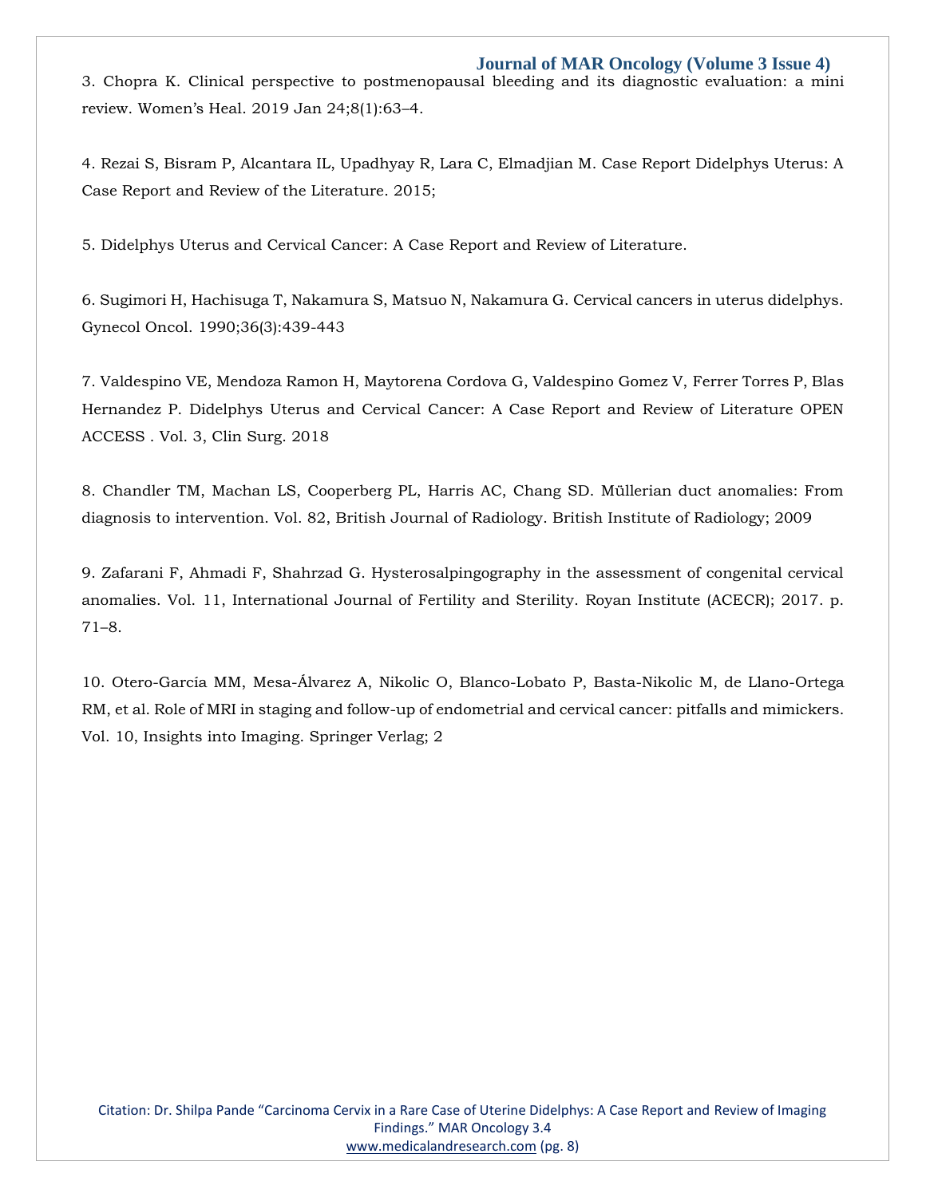3. Chopra K. Clinical perspective to postmenopausal bleeding and its diagnostic evaluation: a mini review. Women's Heal. 2019 Jan 24;8(1):63–4.

4. Rezai S, Bisram P, Alcantara IL, Upadhyay R, Lara C, Elmadjian M. Case Report Didelphys Uterus: A Case Report and Review of the Literature. 2015;

5. Didelphys Uterus and Cervical Cancer: A Case Report and Review of Literature.

6. Sugimori H, Hachisuga T, Nakamura S, Matsuo N, Nakamura G. Cervical cancers in uterus didelphys. Gynecol Oncol. 1990;36(3):439-443

7. Valdespino VE, Mendoza Ramon H, Maytorena Cordova G, Valdespino Gomez V, Ferrer Torres P, Blas Hernandez P. Didelphys Uterus and Cervical Cancer: A Case Report and Review of Literature OPEN ACCESS . Vol. 3, Clin Surg. 2018

8. Chandler TM, Machan LS, Cooperberg PL, Harris AC, Chang SD. Müllerian duct anomalies: From diagnosis to intervention. Vol. 82, British Journal of Radiology. British Institute of Radiology; 2009

9. Zafarani F, Ahmadi F, Shahrzad G. Hysterosalpingography in the assessment of congenital cervical anomalies. Vol. 11, International Journal of Fertility and Sterility. Royan Institute (ACECR); 2017. p. 71–8.

10. Otero-García MM, Mesa-Álvarez A, Nikolic O, Blanco-Lobato P, Basta-Nikolic M, de Llano-Ortega RM, et al. Role of MRI in staging and follow-up of endometrial and cervical cancer: pitfalls and mimickers. Vol. 10, Insights into Imaging. Springer Verlag; 2